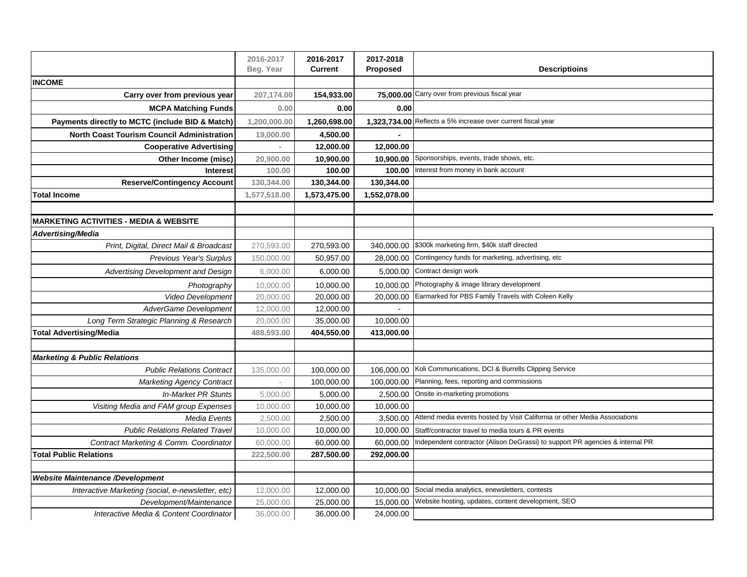| | 2016-2017 Beg. Year | 2016-2017 Current | 2017-2018 Proposed | Descriptioins |
|---|---|---|---|---|
| **INCOME** | | | | |
| **Carry over from previous year** | 207,174.00 | 154,933.00 | 75,000.00 | Carry over from previous fiscal year |
| **MCPA Matching Funds** | 0.00 | 0.00 | 0.00 | |
| **Payments directly to MCTC (include BID & Match)** | 1,200,000.00 | 1,260,698.00 | 1,323,734.00 | Reflects a 5% increase over current fiscal year |
| **North Coast Tourism Council Administration** | 19,000.00 | 4,500.00 | - | |
| **Cooperative Advertising** | - | 12,000.00 | 12,000.00 | |
| **Other Income (misc)** | 20,900.00 | 10,900.00 | 10,900.00 | Sponsorships, events, trade shows, etc. |
| **Interest** | 100.00 | 100.00 | 100.00 | Interest from money in bank account |
| **Reserve/Contingency Account** | 130,344.00 | 130,344.00 | 130,344.00 | |
| **Total Income** | 1,577,518.00 | 1,573,475.00 | 1,552,078.00 | |
| | | | | |
| **MARKETING ACTIVITIES - MEDIA & WEBSITE** | | | | |
| ***Advertising/Media*** | | | | |
| *Print, Digital, Direct Mail & Broadcast* | 270,593.00 | 270,593.00 | 340,000.00 | $300k marketing firm, $40k staff directed |
| *Previous Year's Surplus* | 150,000.00 | 50,957.00 | 28,000.00 | Contingency funds for marketing, advertising, etc |
| *Advertising Development and Design* | 6,000.00 | 6,000.00 | 5,000.00 | Contract design work |
| *Photography* | 10,000.00 | 10,000.00 | 10,000.00 | Photography & image library development |
| *Video Development* | 20,000.00 | 20,000.00 | 20,000.00 | Earmarked for PBS Family Travels with Coleen Kelly |
| *AdverGame Development* | 12,000.00 | 12,000.00 | - | |
| *Long Term Strategic Planning & Research* | 20,000.00 | 35,000.00 | 10,000.00 | |
| **Total Advertising/Media** | 488,593.00 | 404,550.00 | 413,000.00 | |
| | | | | |
| ***Marketing & Public Relations*** | | | | |
| *Public Relations Contract* | 135,000.00 | 100,000.00 | 106,000.00 | Koli Communications, DCI & Burrells Clipping Service |
| *Marketing Agency Contract* | - | 100,000.00 | 100,000.00 | Planning, fees, reporting and commissions |
| *In-Market PR Stunts* | 5,000.00 | 5,000.00 | 2,500.00 | Onsite in-marketing promotions |
| *Visiting Media and FAM group Expenses* | 10,000.00 | 10,000.00 | 10,000.00 | |
| *Media Events* | 2,500.00 | 2,500.00 | 3,500.00 | Attend media events hosted by Visit California or other Media Associations |
| *Public Relations Related Travel* | 10,000.00 | 10,000.00 | 10,000.00 | Staff/contractor travel to media tours & PR events |
| *Contract Marketing & Comm. Coordinator* | 60,000.00 | 60,000.00 | 60,000.00 | Independent contractor (Alison DeGrassi) to support PR agencies & internal PR |
| **Total Public Relations** | 222,500.00 | 287,500.00 | 292,000.00 | |
| | | | | |
| ***Website Maintenance /Development*** | | | | |
| *Interactive Marketing (social, e-newsletter, etc)* | 12,000.00 | 12,000.00 | 10,000.00 | Social media analytics, enewsletters, contests |
| *Development/Maintenance* | 25,000.00 | 25,000.00 | 15,000.00 | Website hosting, updates, content development, SEO |
| *Interactive Media & Content Coordinator* | 36,000.00 | 36,000.00 | 24,000.00 | |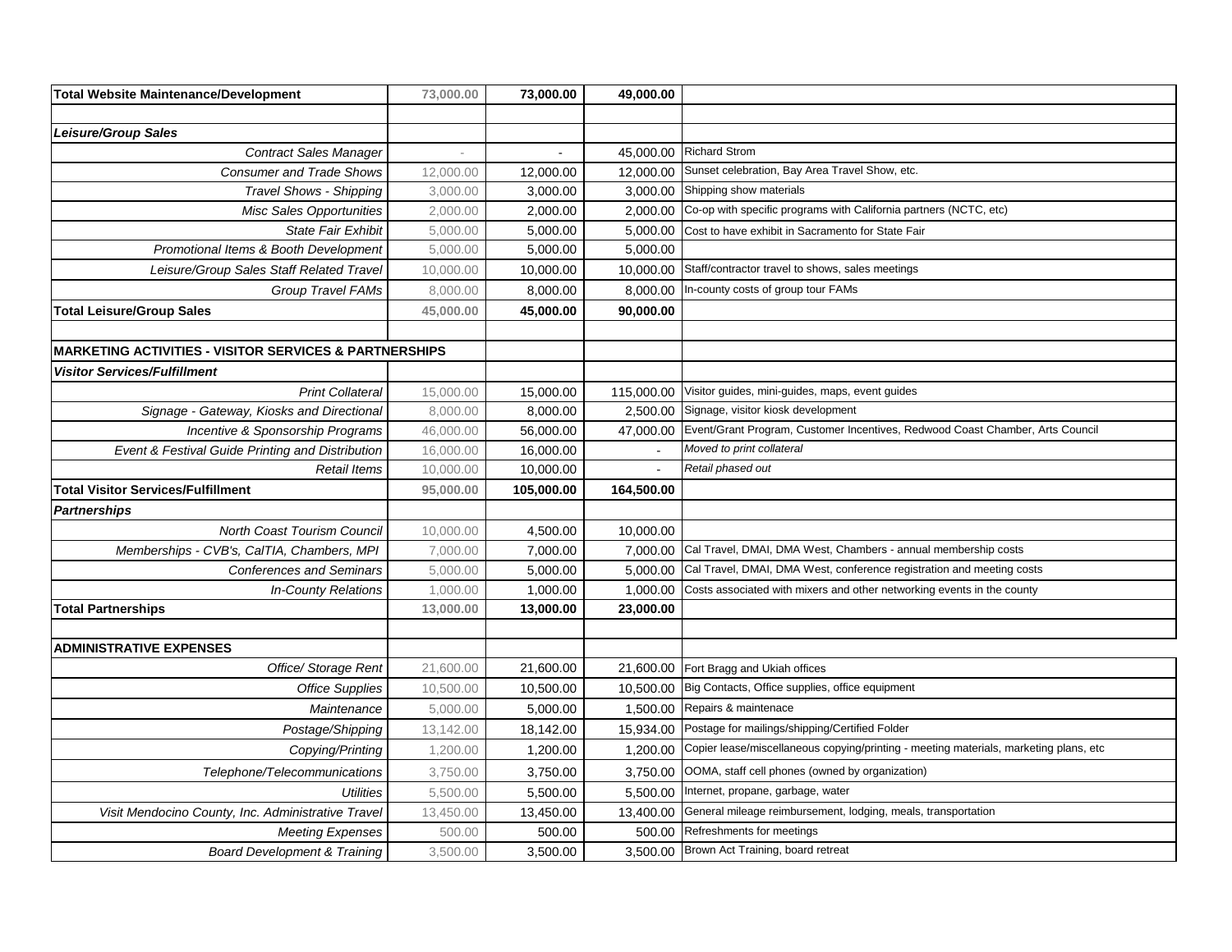| | | | | |
|---|---|---|---|---|
| **Total Website Maintenance/Development** | 73,000.00 | 73,000.00 | 49,000.00 | |
| | | | | |
| ***Leisure/Group Sales*** | | | | |
| *Contract Sales Manager* | - | - | 45,000.00 | Richard Strom |
| *Consumer and Trade Shows* | 12,000.00 | 12,000.00 | 12,000.00 | Sunset celebration, Bay Area Travel Show, etc. |
| *Travel Shows - Shipping* | 3,000.00 | 3,000.00 | 3,000.00 | Shipping show materials |
| *Misc Sales Opportunities* | 2,000.00 | 2,000.00 | 2,000.00 | Co-op with specific programs with California partners (NCTC, etc) |
| *State Fair Exhibit* | 5,000.00 | 5,000.00 | 5,000.00 | Cost to have exhibit in Sacramento for State Fair |
| *Promotional Items & Booth Development* | 5,000.00 | 5,000.00 | 5,000.00 | |
| *Leisure/Group Sales Staff Related Travel* | 10,000.00 | 10,000.00 | 10,000.00 | Staff/contractor travel to shows, sales meetings |
| *Group Travel FAMs* | 8,000.00 | 8,000.00 | 8,000.00 | In-county costs of group tour FAMs |
| **Total Leisure/Group Sales** | 45,000.00 | 45,000.00 | 90,000.00 | |
| | | | | |
| **MARKETING ACTIVITIES - VISITOR SERVICES & PARTNERSHIPS** | | | | |
| ***Visitor Services/Fulfillment*** | | | | |
| *Print Collateral* | 15,000.00 | 15,000.00 | 115,000.00 | Visitor guides, mini-guides, maps, event guides |
| *Signage - Gateway, Kiosks and Directional* | 8,000.00 | 8,000.00 | 2,500.00 | Signage, visitor kiosk development |
| *Incentive & Sponsorship Programs* | 46,000.00 | 56,000.00 | 47,000.00 | Event/Grant Program, Customer Incentives, Redwood Coast Chamber, Arts Council |
| *Event & Festival Guide Printing and Distribution* | 16,000.00 | 16,000.00 | - | *Moved to print collateral* |
| *Retail Items* | 10,000.00 | 10,000.00 | - | *Retail phased out* |
| **Total Visitor Services/Fulfillment** | 95,000.00 | 105,000.00 | 164,500.00 | |
| ***Partnerships*** | | | | |
| *North Coast Tourism Council* | 10,000.00 | 4,500.00 | 10,000.00 | |
| *Memberships - CVB's, CalTIA, Chambers, MPI* | 7,000.00 | 7,000.00 | 7,000.00 | Cal Travel, DMAI, DMA West, Chambers - annual membership costs |
| *Conferences and Seminars* | 5,000.00 | 5,000.00 | 5,000.00 | Cal Travel, DMAI, DMA West, conference registration and meeting costs |
| *In-County Relations* | 1,000.00 | 1,000.00 | 1,000.00 | Costs associated with mixers and other networking events in the county |
| **Total Partnerships** | 13,000.00 | 13,000.00 | 23,000.00 | |
| | | | | |
| **ADMINISTRATIVE EXPENSES** | | | | |
| *Office/ Storage Rent* | 21,600.00 | 21,600.00 | 21,600.00 | Fort Bragg and Ukiah offices |
| *Office Supplies* | 10,500.00 | 10,500.00 | 10,500.00 | Big Contacts, Office supplies, office equipment |
| *Maintenance* | 5,000.00 | 5,000.00 | 1,500.00 | Repairs & maintenace |
| *Postage/Shipping* | 13,142.00 | 18,142.00 | 15,934.00 | Postage for mailings/shipping/Certified Folder |
| *Copying/Printing* | 1,200.00 | 1,200.00 | 1,200.00 | Copier lease/miscellaneous copying/printing - meeting materials, marketing plans, etc |
| *Telephone/Telecommunications* | 3,750.00 | 3,750.00 | 3,750.00 | OOMA, staff cell phones (owned by organization) |
| *Utilities* | 5,500.00 | 5,500.00 | 5,500.00 | Internet, propane, garbage, water |
| *Visit Mendocino County, Inc. Administrative Travel* | 13,450.00 | 13,450.00 | 13,400.00 | General mileage reimbursement, lodging, meals, transportation |
| *Meeting Expenses* | 500.00 | 500.00 | 500.00 | Refreshments for meetings |
| *Board Development & Training* | 3,500.00 | 3,500.00 | 3,500.00 | Brown Act Training, board retreat |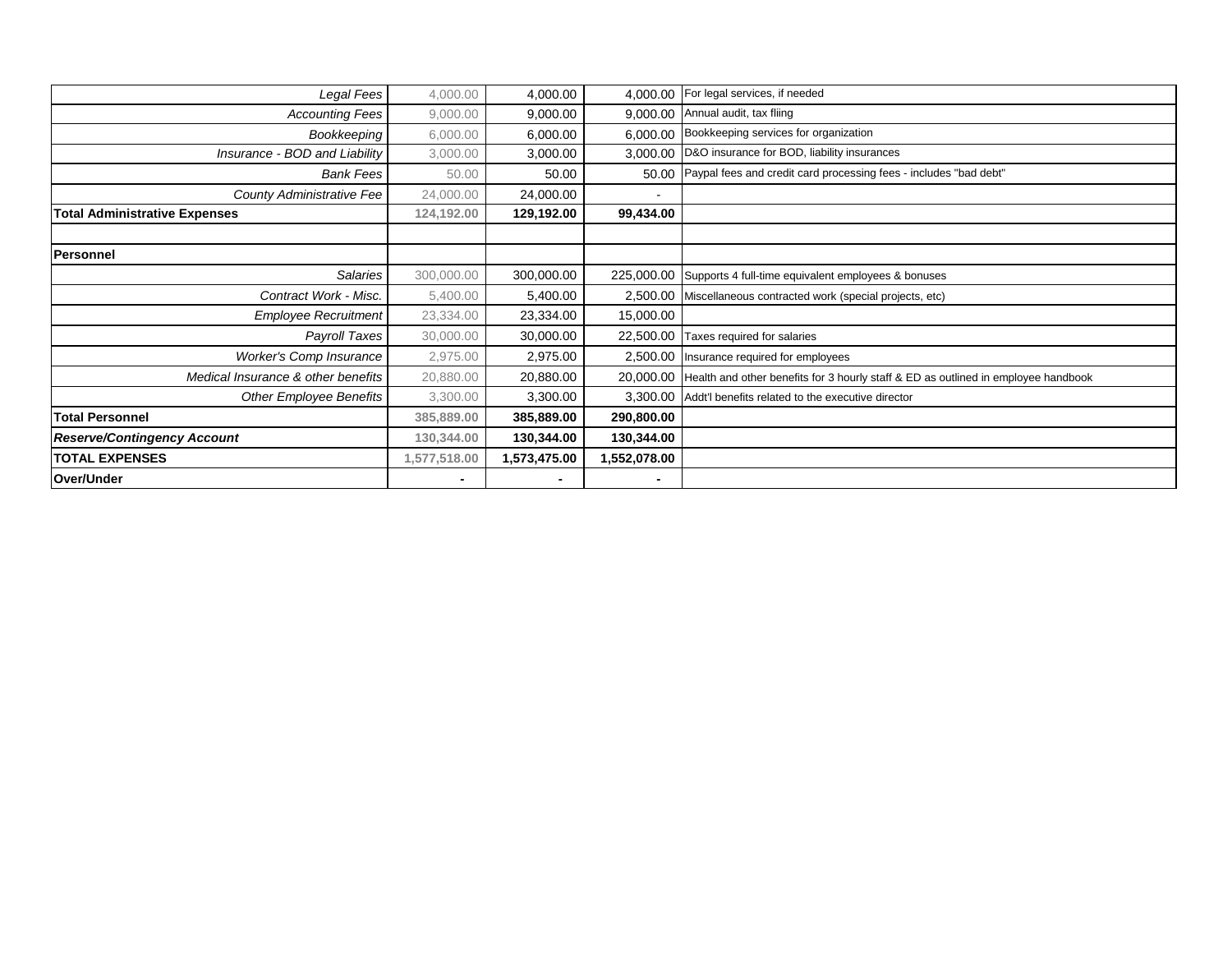| | | | | |
|---|---|---|---|---|
| *Legal Fees* | 4,000.00 | 4,000.00 | 4,000.00 | For legal services, if needed |
| *Accounting Fees* | 9,000.00 | 9,000.00 | 9,000.00 | Annual audit, tax fliing |
| *Bookkeeping* | 6,000.00 | 6,000.00 | 6,000.00 | Bookkeeping services for organization |
| *Insurance - BOD and Liability* | 3,000.00 | 3,000.00 | 3,000.00 | D&O insurance for BOD, liability insurances |
| *Bank Fees* | 50.00 | 50.00 | 50.00 | Paypal fees and credit card processing fees - includes "bad debt" |
| *County Administrative Fee* | 24,000.00 | 24,000.00 | - | |
| **Total Administrative Expenses** | **124,192.00** | **129,192.00** | **99,434.00** | |
| | | | | |
| **Personnel** | | | | |
| *Salaries* | 300,000.00 | 300,000.00 | 225,000.00 | Supports 4 full-time equivalent employees & bonuses |
| *Contract Work - Misc.* | 5,400.00 | 5,400.00 | 2,500.00 | Miscellaneous contracted work (special projects, etc) |
| *Employee Recruitment* | 23,334.00 | 23,334.00 | 15,000.00 | |
| *Payroll Taxes* | 30,000.00 | 30,000.00 | 22,500.00 | Taxes required for salaries |
| *Worker's Comp Insurance* | 2,975.00 | 2,975.00 | 2,500.00 | Insurance required for employees |
| *Medical Insurance & other benefits* | 20,880.00 | 20,880.00 | 20,000.00 | Health and other benefits for 3 hourly staff & ED as outlined in employee handbook |
| *Other Employee Benefits* | 3,300.00 | 3,300.00 | 3,300.00 | Addt'l benefits related to the executive director |
| **Total Personnel** | **385,889.00** | **385,889.00** | **290,800.00** | |
| ***Reserve/Contingency Account*** | **130,344.00** | **130,344.00** | **130,344.00** | |
| **TOTAL EXPENSES** | **1,577,518.00** | **1,573,475.00** | **1,552,078.00** | |
| **Over/Under** | **-** | **-** | **-** | |